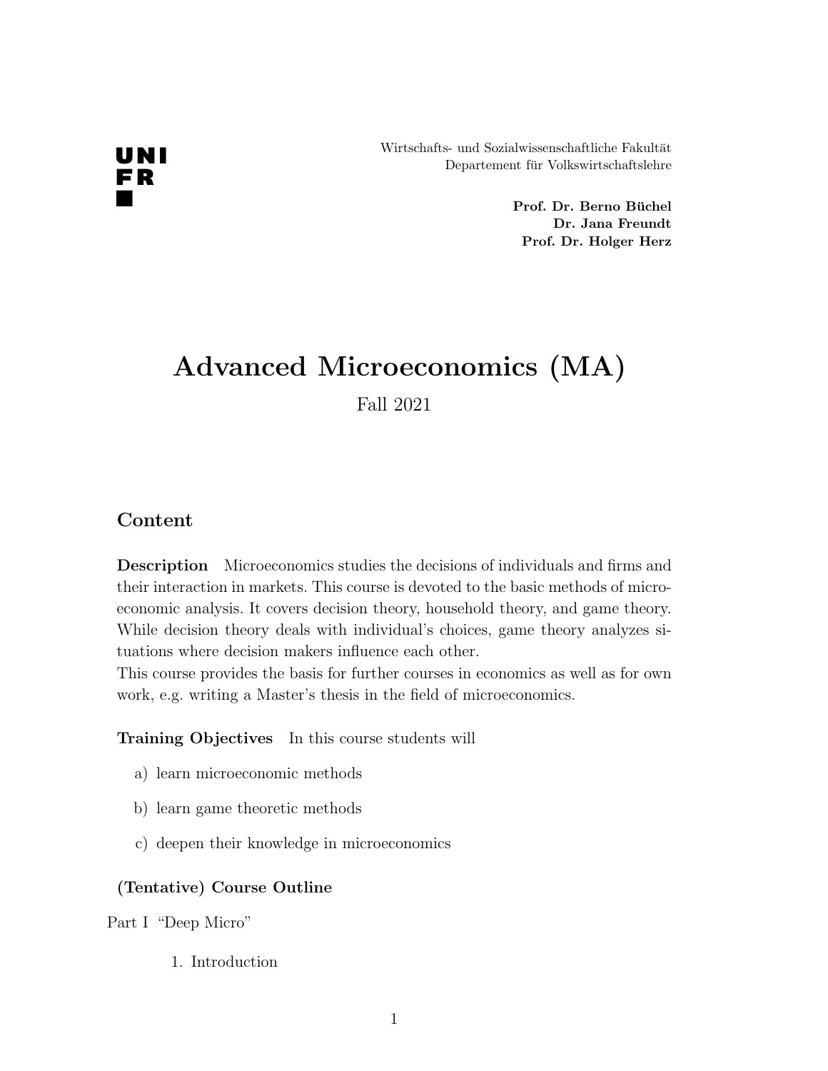UNI
FR

Wirtschafts- und Sozialwissenschaftliche Fakultät
Departement für Volkswirtschaftslehre

**Prof. Dr. Berno Büchel**
**Dr. Jana Freundt**
**Prof. Dr. Holger Herz**

# Advanced Microeconomics (MA)

Fall 2021

## Content

**Description** Microeconomics studies the decisions of individuals and firms and their interaction in markets. This course is devoted to the basic methods of microeconomic analysis. It covers decision theory, household theory, and game theory. While decision theory deals with individual's choices, game theory analyzes situations where decision makers influence each other.
This course provides the basis for further courses in economics as well as for own work, e.g. writing a Master's thesis in the field of microeconomics.

**Training Objectives** In this course students will

a) learn microeconomic methods

b) learn game theoretic methods

c) deepen their knowledge in microeconomics

### (Tentative) Course Outline

Part I "Deep Micro"

1. Introduction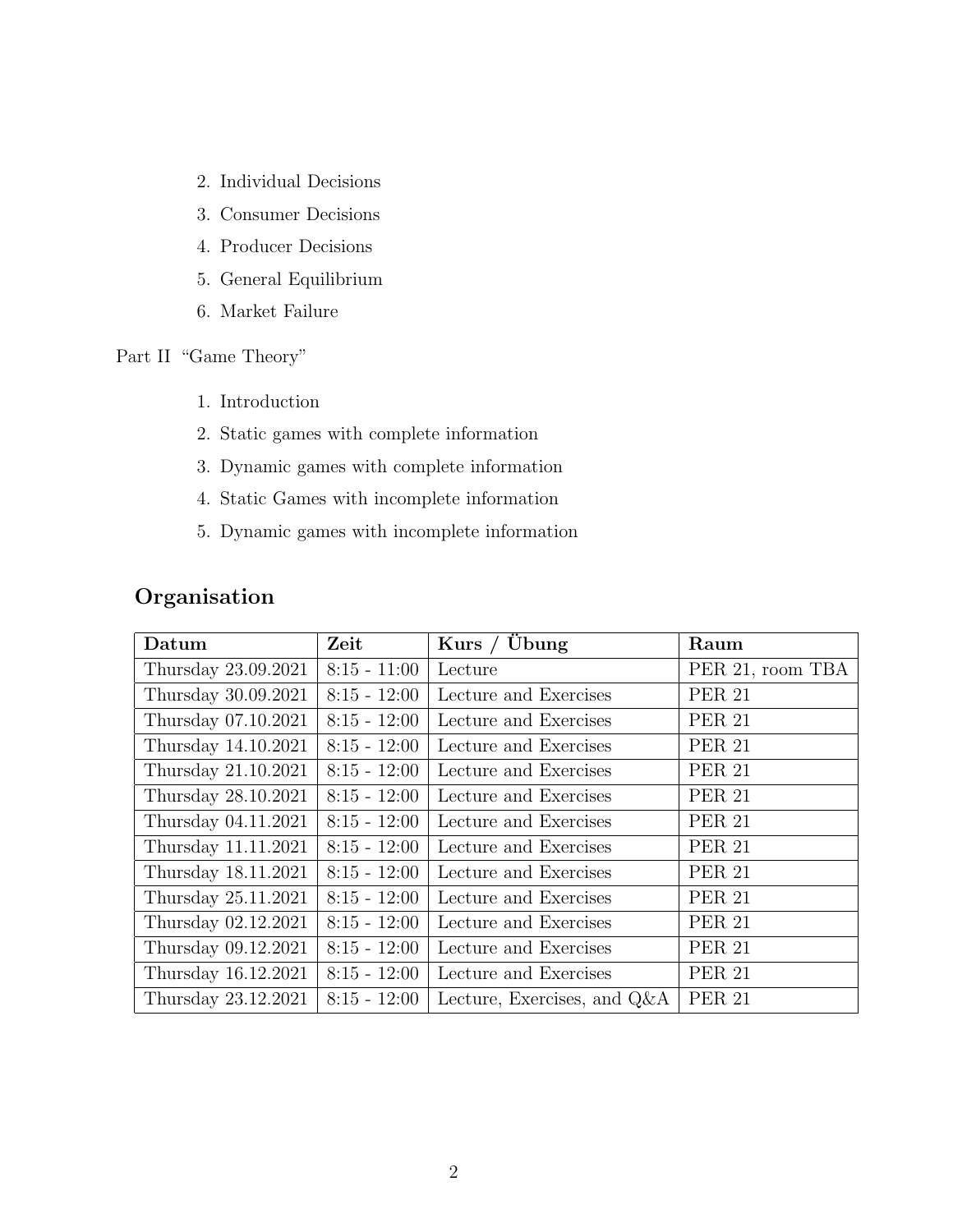2. Individual Decisions
3. Consumer Decisions
4. Producer Decisions
5. General Equilibrium
6. Market Failure

Part II "Game Theory"

1. Introduction
2. Static games with complete information
3. Dynamic games with complete information
4. Static Games with incomplete information
5. Dynamic games with incomplete information

## Organisation

| Datum | Zeit | Kurs / Übung | Raum |
| --- | --- | --- | --- |
| Thursday 23.09.2021 | 8:15 - 11:00 | Lecture | PER 21, room TBA |
| Thursday 30.09.2021 | 8:15 - 12:00 | Lecture and Exercises | PER 21 |
| Thursday 07.10.2021 | 8:15 - 12:00 | Lecture and Exercises | PER 21 |
| Thursday 14.10.2021 | 8:15 - 12:00 | Lecture and Exercises | PER 21 |
| Thursday 21.10.2021 | 8:15 - 12:00 | Lecture and Exercises | PER 21 |
| Thursday 28.10.2021 | 8:15 - 12:00 | Lecture and Exercises | PER 21 |
| Thursday 04.11.2021 | 8:15 - 12:00 | Lecture and Exercises | PER 21 |
| Thursday 11.11.2021 | 8:15 - 12:00 | Lecture and Exercises | PER 21 |
| Thursday 18.11.2021 | 8:15 - 12:00 | Lecture and Exercises | PER 21 |
| Thursday 25.11.2021 | 8:15 - 12:00 | Lecture and Exercises | PER 21 |
| Thursday 02.12.2021 | 8:15 - 12:00 | Lecture and Exercises | PER 21 |
| Thursday 09.12.2021 | 8:15 - 12:00 | Lecture and Exercises | PER 21 |
| Thursday 16.12.2021 | 8:15 - 12:00 | Lecture and Exercises | PER 21 |
| Thursday 23.12.2021 | 8:15 - 12:00 | Lecture, Exercises, and Q&A | PER 21 |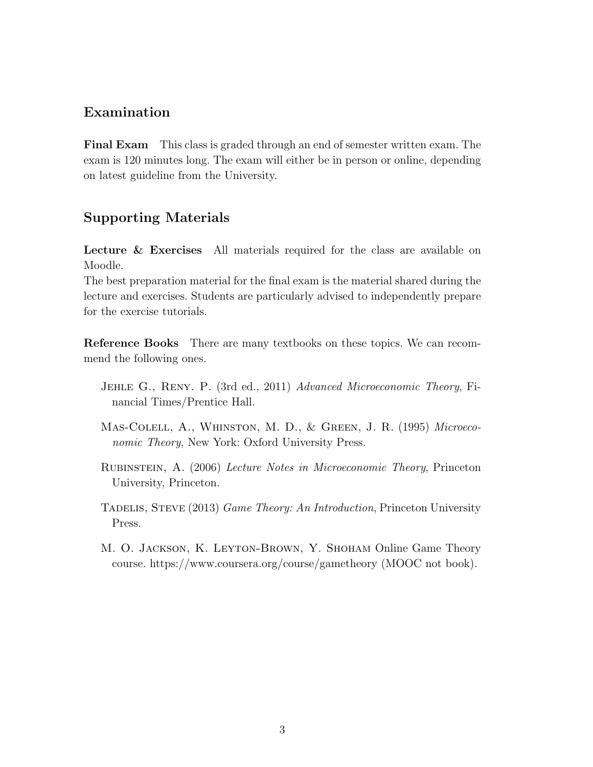## Examination

**Final Exam** This class is graded through an end of semester written exam. The exam is 120 minutes long. The exam will either be in person or online, depending on latest guideline from the University.

## Supporting Materials

**Lecture & Exercises** All materials required for the class are available on Moodle.
The best preparation material for the final exam is the material shared during the lecture and exercises. Students are particularly advised to independently prepare for the exercise tutorials.

**Reference Books** There are many textbooks on these topics. We can recommend the following ones.

JEHLE G., RENY. P. (3rd ed., 2011) *Advanced Microeconomic Theory*, Financial Times/Prentice Hall.

MAS-COLELL, A., WHINSTON, M. D., & GREEN, J. R. (1995) *Microeconomic Theory*, New York: Oxford University Press.

RUBINSTEIN, A. (2006) *Lecture Notes in Microeconomic Theory*, Princeton University, Princeton.

TADELIS, STEVE (2013) *Game Theory: An Introduction*, Princeton University Press.

M. O. JACKSON, K. LEYTON-BROWN, Y. SHOHAM Online Game Theory course. https://www.coursera.org/course/gametheory (MOOC not book).